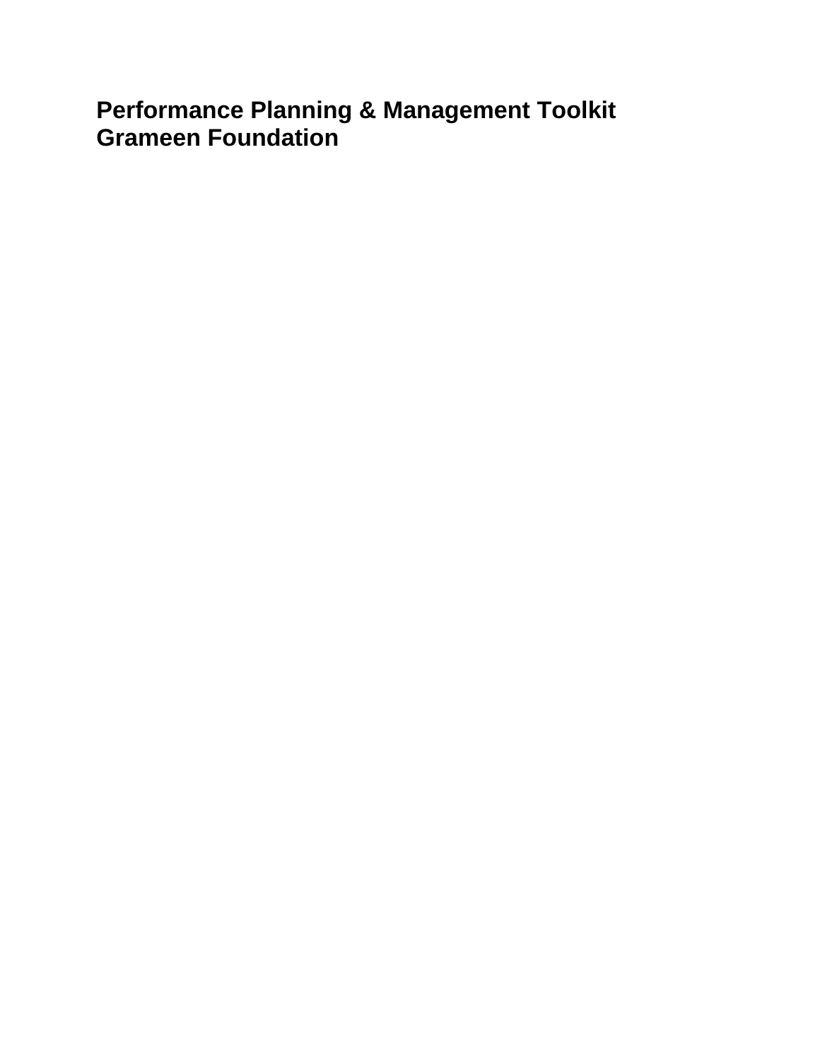# Performance Planning & Management Toolkit
# Grameen Foundation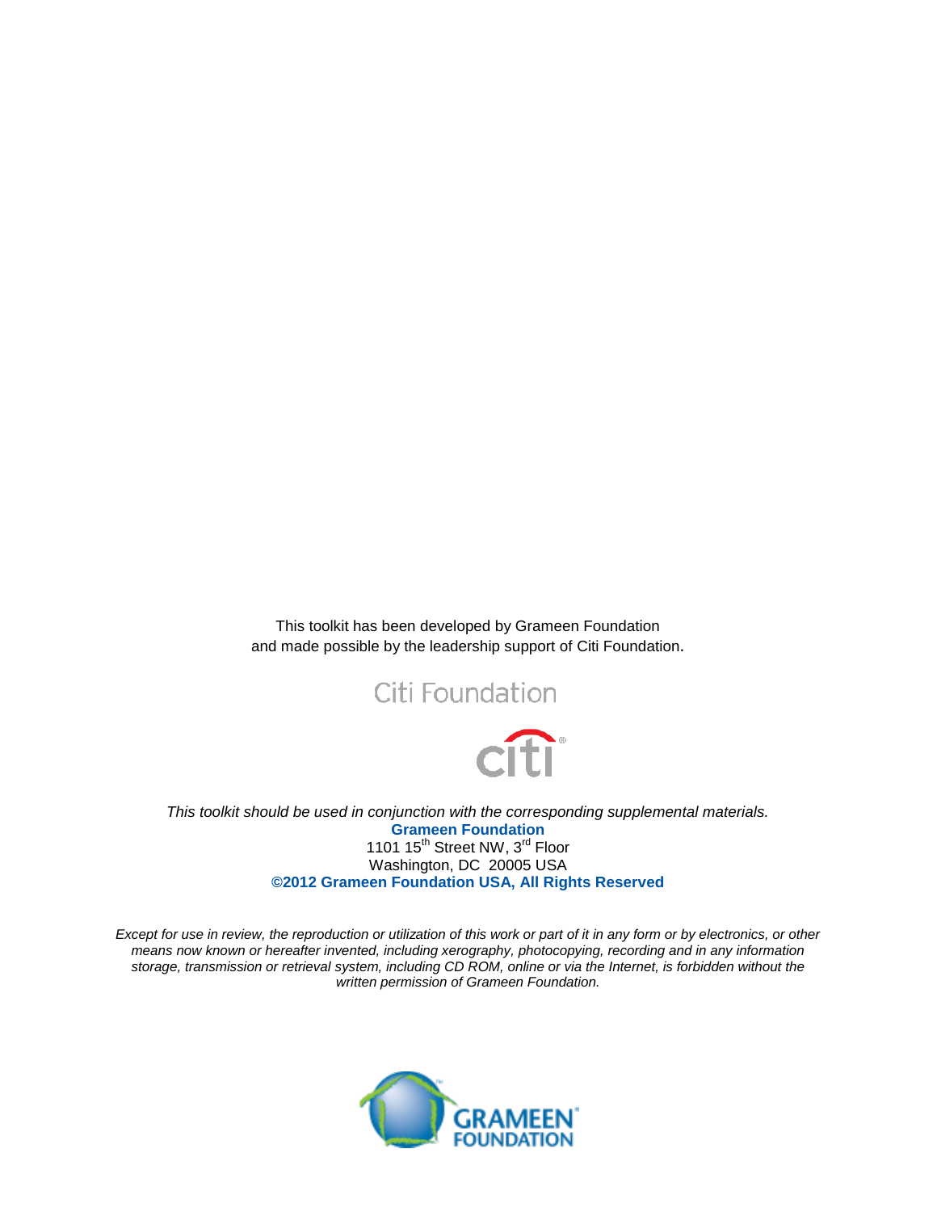This toolkit has been developed by Grameen Foundation
and made possible by the leadership support of Citi Foundation.

Citi Foundation

*This toolkit should be used in conjunction with the corresponding supplemental materials.*

**Grameen Foundation**
1101 15th Street NW, 3rd Floor
Washington, DC 20005 USA
**©2012 Grameen Foundation USA, All Rights Reserved**

*Except for use in review, the reproduction or utilization of this work or part of it in any form or by electronics, or other means now known or hereafter invented, including xerography, photocopying, recording and in any information storage, transmission or retrieval system, including CD ROM, online or via the Internet, is forbidden without the written permission of Grameen Foundation.*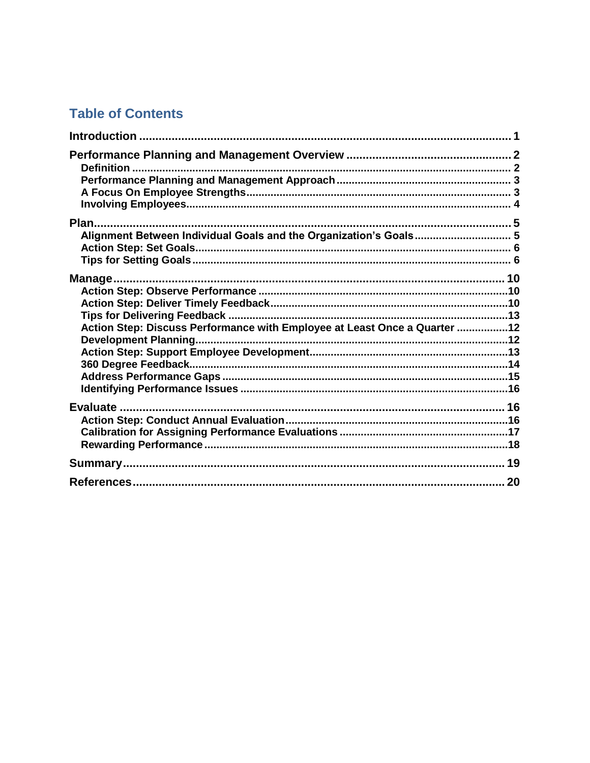## Table of Contents

**Introduction** ........................................................................................................ 1

**Performance Planning and Management Overview** .................................................. 2
- **Definition** ........................................................................................................ 2
- **Performance Planning and Management Approach** ........................................................ 3
- **A Focus On Employee Strengths** ..................................................................... 3
- **Involving Employees** ........................................................................................ 4

**Plan** .................................................................................................................... 5
- **Alignment Between Individual Goals and the Organization's Goals** .............................. 5
- **Action Step: Set Goals** ..................................................................................... 6
- **Tips for Setting Goals** ...................................................................................... 6

**Manage** ................................................................................................................ 10
- **Action Step: Observe Performance** ................................................................... 10
- **Action Step: Deliver Timely Feedback** ............................................................... 10
- **Tips for Delivering Feedback** ........................................................................... 13
- **Action Step: Discuss Performance with Employee at Least Once a Quarter** ................ 12
- **Development Planning** ..................................................................................... 12
- **Action Step: Support Employee Development** ...................................................... 13
- **360 Degree Feedback** ...................................................................................... 14
- **Address Performance Gaps** .............................................................................. 15
- **Identifying Performance Issues** ......................................................................... 16

**Evaluate** .............................................................................................................. 16
- **Action Step: Conduct Annual Evaluation** ............................................................ 16
- **Calibration for Assigning Performance Evaluations** ............................................. 17
- **Rewarding Performance** ................................................................................... 18

**Summary** ............................................................................................................. 19

**References** .......................................................................................................... 20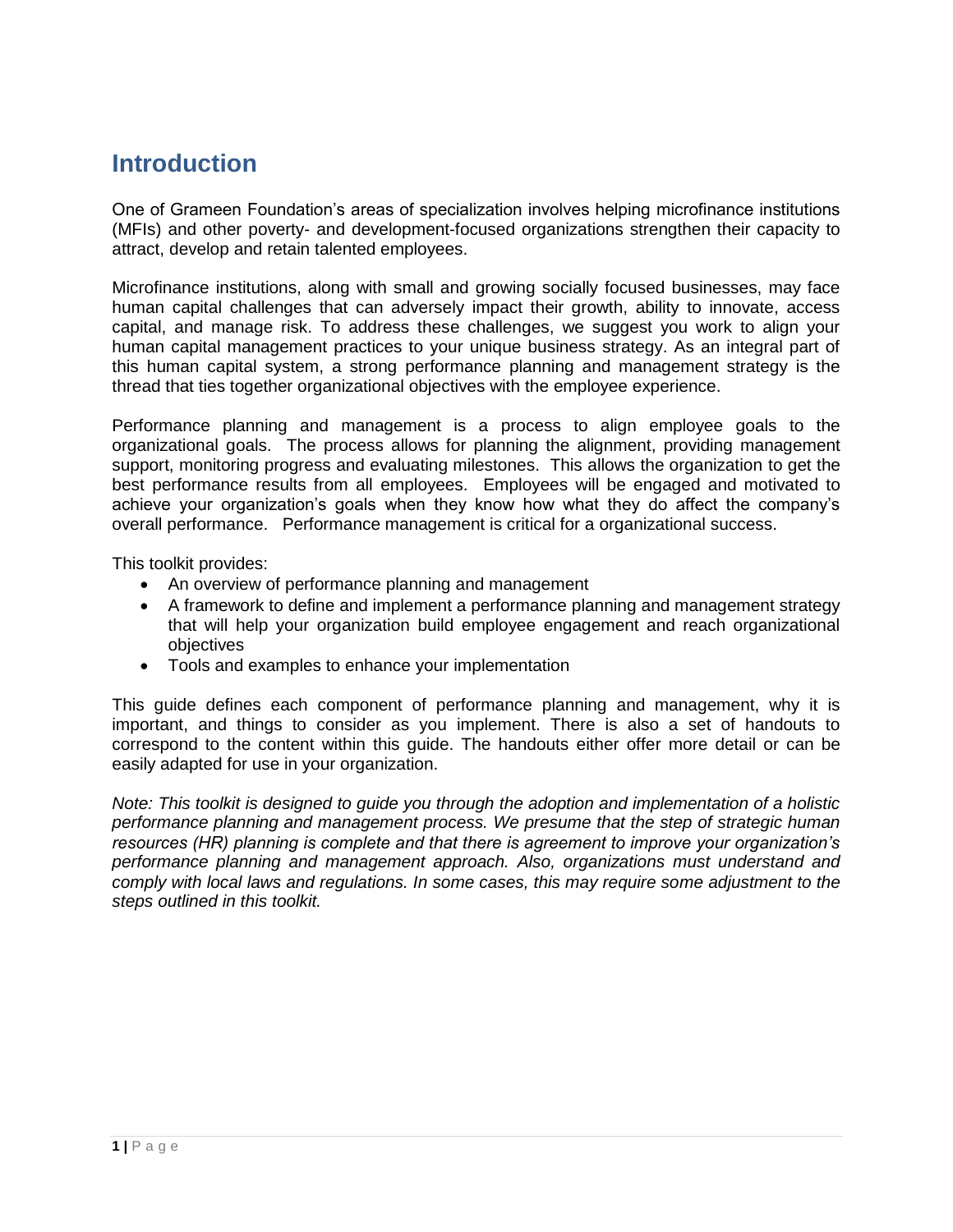# Introduction

One of Grameen Foundation's areas of specialization involves helping microfinance institutions (MFIs) and other poverty- and development-focused organizations strengthen their capacity to attract, develop and retain talented employees.

Microfinance institutions, along with small and growing socially focused businesses, may face human capital challenges that can adversely impact their growth, ability to innovate, access capital, and manage risk. To address these challenges, we suggest you work to align your human capital management practices to your unique business strategy. As an integral part of this human capital system, a strong performance planning and management strategy is the thread that ties together organizational objectives with the employee experience.

Performance planning and management is a process to align employee goals to the organizational goals. The process allows for planning the alignment, providing management support, monitoring progress and evaluating milestones. This allows the organization to get the best performance results from all employees. Employees will be engaged and motivated to achieve your organization's goals when they know how what they do affect the company's overall performance. Performance management is critical for a organizational success.

This toolkit provides:

- An overview of performance planning and management
- A framework to define and implement a performance planning and management strategy that will help your organization build employee engagement and reach organizational objectives
- Tools and examples to enhance your implementation

This guide defines each component of performance planning and management, why it is important, and things to consider as you implement. There is also a set of handouts to correspond to the content within this guide. The handouts either offer more detail or can be easily adapted for use in your organization.

*Note: This toolkit is designed to guide you through the adoption and implementation of a holistic performance planning and management process. We presume that the step of strategic human resources (HR) planning is complete and that there is agreement to improve your organization's performance planning and management approach. Also, organizations must understand and comply with local laws and regulations. In some cases, this may require some adjustment to the steps outlined in this toolkit.*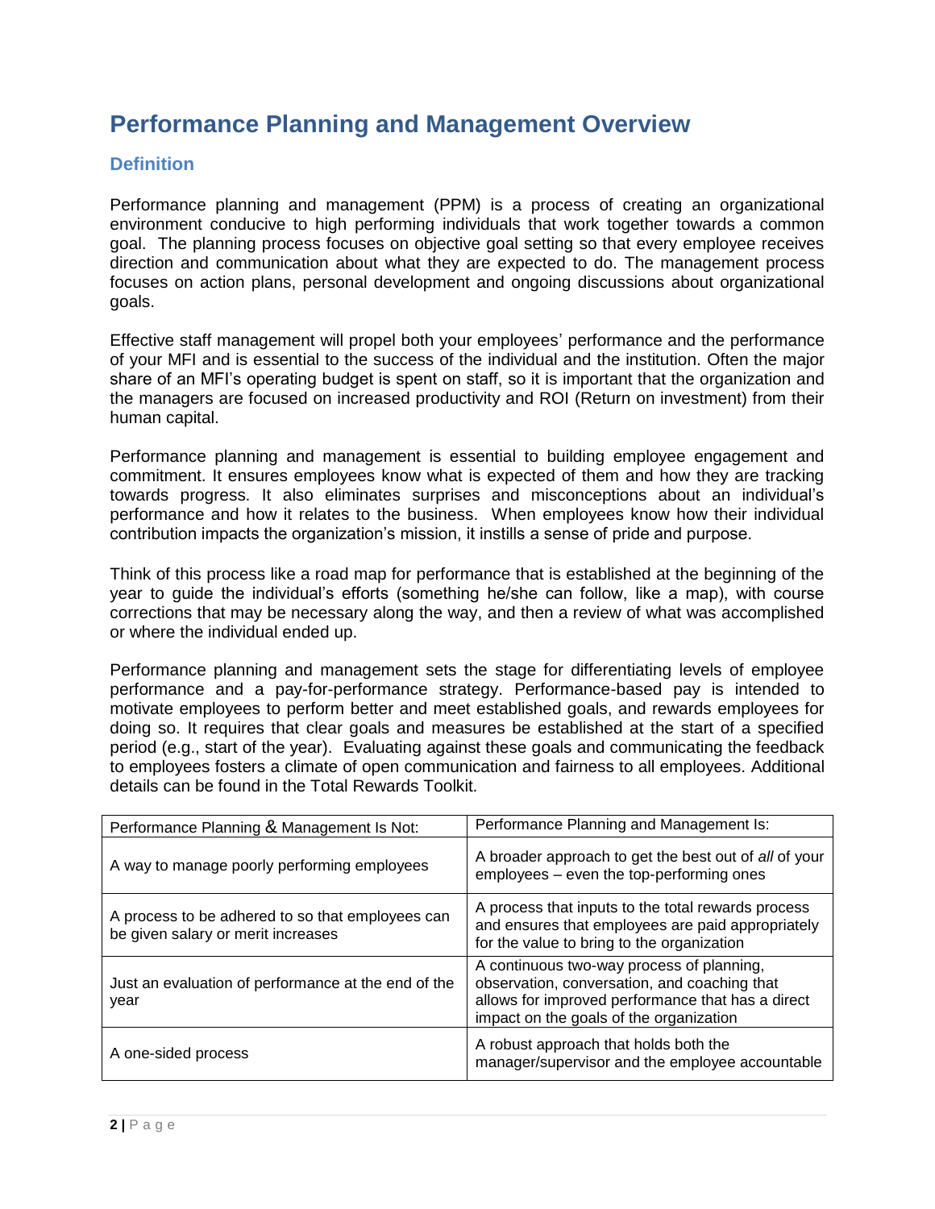# Performance Planning and Management Overview

## Definition

Performance planning and management (PPM) is a process of creating an organizational environment conducive to high performing individuals that work together towards a common goal. The planning process focuses on objective goal setting so that every employee receives direction and communication about what they are expected to do. The management process focuses on action plans, personal development and ongoing discussions about organizational goals.

Effective staff management will propel both your employees' performance and the performance of your MFI and is essential to the success of the individual and the institution. Often the major share of an MFI's operating budget is spent on staff, so it is important that the organization and the managers are focused on increased productivity and ROI (Return on investment) from their human capital.

Performance planning and management is essential to building employee engagement and commitment. It ensures employees know what is expected of them and how they are tracking towards progress. It also eliminates surprises and misconceptions about an individual's performance and how it relates to the business. When employees know how their individual contribution impacts the organization's mission, it instills a sense of pride and purpose.

Think of this process like a road map for performance that is established at the beginning of the year to guide the individual's efforts (something he/she can follow, like a map), with course corrections that may be necessary along the way, and then a review of what was accomplished or where the individual ended up.

Performance planning and management sets the stage for differentiating levels of employee performance and a pay-for-performance strategy. Performance-based pay is intended to motivate employees to perform better and meet established goals, and rewards employees for doing so. It requires that clear goals and measures be established at the start of a specified period (e.g., start of the year). Evaluating against these goals and communicating the feedback to employees fosters a climate of open communication and fairness to all employees. Additional details can be found in the Total Rewards Toolkit.

| Performance Planning & Management Is Not: | Performance Planning and Management Is: |
|---|---|
| A way to manage poorly performing employees | A broader approach to get the best out of *all* of your employees – even the top-performing ones |
| A process to be adhered to so that employees can be given salary or merit increases | A process that inputs to the total rewards process and ensures that employees are paid appropriately for the value to bring to the organization |
| Just an evaluation of performance at the end of the year | A continuous two-way process of planning, observation, conversation, and coaching that allows for improved performance that has a direct impact on the goals of the organization |
| A one-sided process | A robust approach that holds both the manager/supervisor and the employee accountable |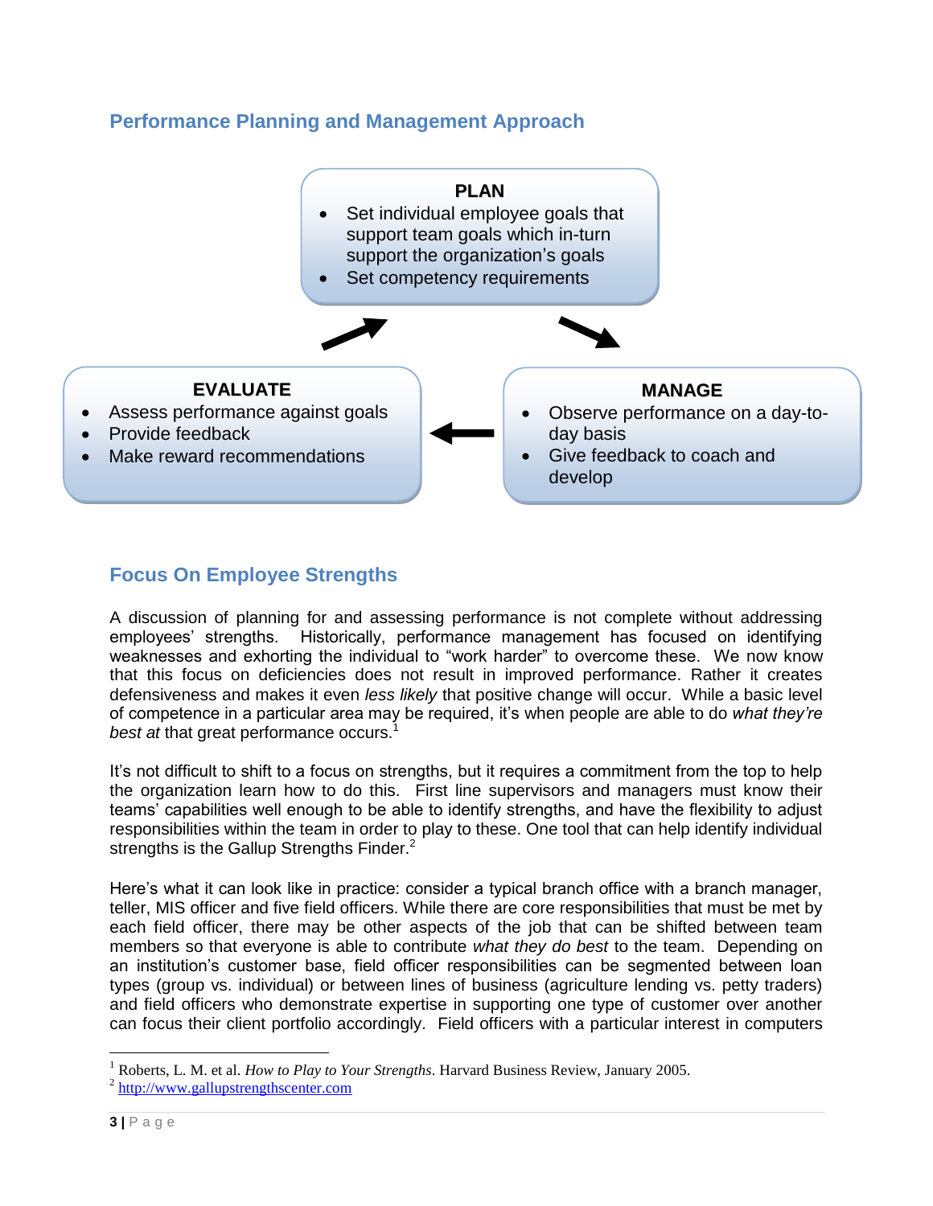## Performance Planning and Management Approach

**PLAN**
- Set individual employee goals that support team goals which in-turn support the organization's goals
- Set competency requirements

**MANAGE**
- Observe performance on a day-to-day basis
- Give feedback to coach and develop

**EVALUATE**
- Assess performance against goals
- Provide feedback
- Make reward recommendations

## Focus On Employee Strengths

A discussion of planning for and assessing performance is not complete without addressing employees' strengths. Historically, performance management has focused on identifying weaknesses and exhorting the individual to "work harder" to overcome these. We now know that this focus on deficiencies does not result in improved performance. Rather it creates defensiveness and makes it even *less likely* that positive change will occur. While a basic level of competence in a particular area may be required, it's when people are able to do *what they're best at* that great performance occurs.[1]

It's not difficult to shift to a focus on strengths, but it requires a commitment from the top to help the organization learn how to do this. First line supervisors and managers must know their teams' capabilities well enough to be able to identify strengths, and have the flexibility to adjust responsibilities within the team in order to play to these. One tool that can help identify individual strengths is the Gallup Strengths Finder.[2]

Here's what it can look like in practice: consider a typical branch office with a branch manager, teller, MIS officer and five field officers. While there are core responsibilities that must be met by each field officer, there may be other aspects of the job that can be shifted between team members so that everyone is able to contribute *what they do best* to the team. Depending on an institution's customer base, field officer responsibilities can be segmented between loan types (group vs. individual) or between lines of business (agriculture lending vs. petty traders) and field officers who demonstrate expertise in supporting one type of customer over another can focus their client portfolio accordingly. Field officers with a particular interest in computers

---

[1] Roberts, L. M. et al. *How to Play to Your Strengths*. Harvard Business Review, January 2005.

[2] http://www.gallupstrengthscenter.com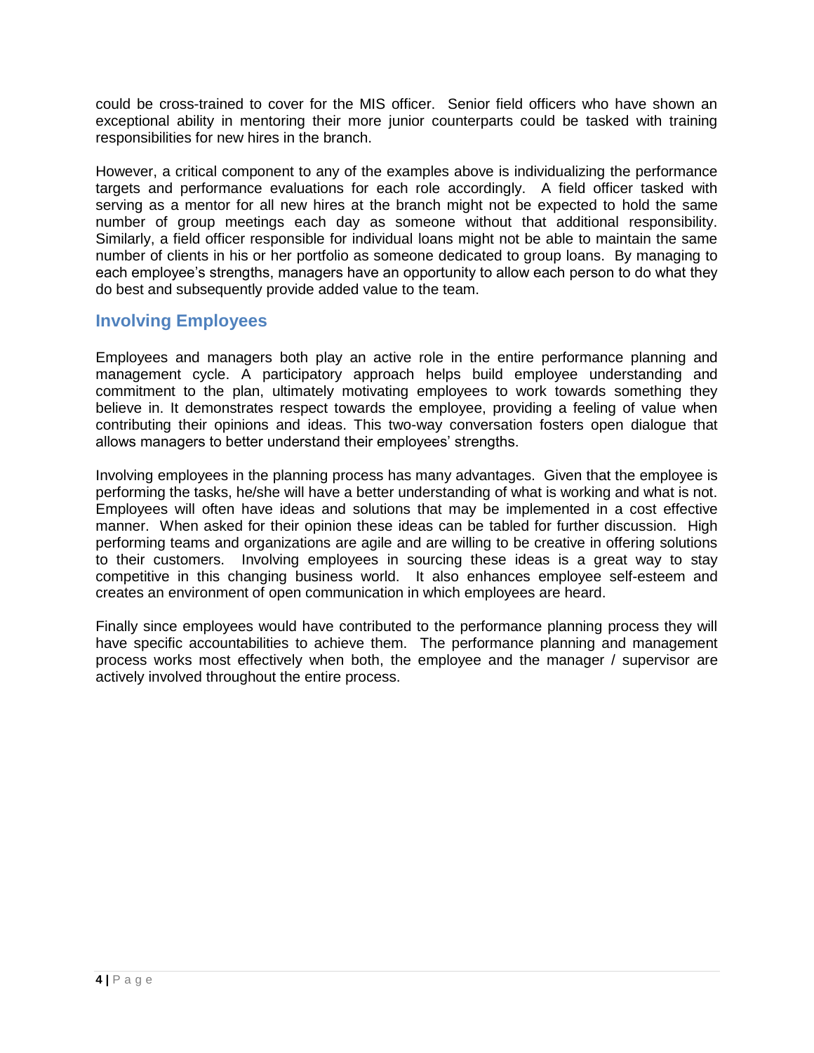could be cross-trained to cover for the MIS officer. Senior field officers who have shown an exceptional ability in mentoring their more junior counterparts could be tasked with training responsibilities for new hires in the branch.

However, a critical component to any of the examples above is individualizing the performance targets and performance evaluations for each role accordingly. A field officer tasked with serving as a mentor for all new hires at the branch might not be expected to hold the same number of group meetings each day as someone without that additional responsibility. Similarly, a field officer responsible for individual loans might not be able to maintain the same number of clients in his or her portfolio as someone dedicated to group loans. By managing to each employee's strengths, managers have an opportunity to allow each person to do what they do best and subsequently provide added value to the team.

## Involving Employees

Employees and managers both play an active role in the entire performance planning and management cycle. A participatory approach helps build employee understanding and commitment to the plan, ultimately motivating employees to work towards something they believe in. It demonstrates respect towards the employee, providing a feeling of value when contributing their opinions and ideas. This two-way conversation fosters open dialogue that allows managers to better understand their employees' strengths.

Involving employees in the planning process has many advantages. Given that the employee is performing the tasks, he/she will have a better understanding of what is working and what is not. Employees will often have ideas and solutions that may be implemented in a cost effective manner. When asked for their opinion these ideas can be tabled for further discussion. High performing teams and organizations are agile and are willing to be creative in offering solutions to their customers. Involving employees in sourcing these ideas is a great way to stay competitive in this changing business world. It also enhances employee self-esteem and creates an environment of open communication in which employees are heard.

Finally since employees would have contributed to the performance planning process they will have specific accountabilities to achieve them. The performance planning and management process works most effectively when both, the employee and the manager / supervisor are actively involved throughout the entire process.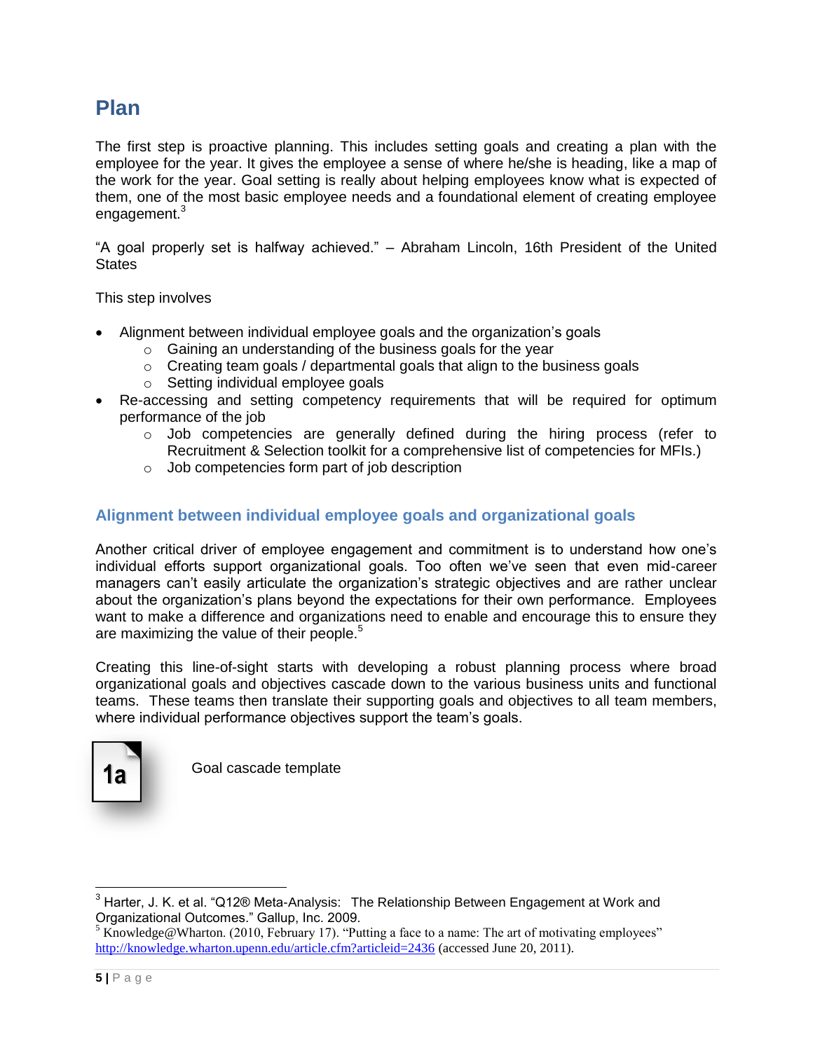# Plan

The first step is proactive planning. This includes setting goals and creating a plan with the employee for the year. It gives the employee a sense of where he/she is heading, like a map of the work for the year. Goal setting is really about helping employees know what is expected of them, one of the most basic employee needs and a foundational element of creating employee engagement.[3]

"A goal properly set is halfway achieved." – Abraham Lincoln, 16th President of the United States

This step involves

- Alignment between individual employee goals and the organization's goals
  - Gaining an understanding of the business goals for the year
  - Creating team goals / departmental goals that align to the business goals
  - Setting individual employee goals
- Re-accessing and setting competency requirements that will be required for optimum performance of the job
  - Job competencies are generally defined during the hiring process (refer to Recruitment & Selection toolkit for a comprehensive list of competencies for MFIs.)
  - Job competencies form part of job description

## Alignment between individual employee goals and organizational goals

Another critical driver of employee engagement and commitment is to understand how one's individual efforts support organizational goals. Too often we've seen that even mid-career managers can't easily articulate the organization's strategic objectives and are rather unclear about the organization's plans beyond the expectations for their own performance. Employees want to make a difference and organizations need to enable and encourage this to ensure they are maximizing the value of their people.[5]

Creating this line-of-sight starts with developing a robust planning process where broad organizational goals and objectives cascade down to the various business units and functional teams. These teams then translate their supporting goals and objectives to all team members, where individual performance objectives support the team's goals.

**1a** Goal cascade template

---

[3] Harter, J. K. et al. "Q12® Meta-Analysis: The Relationship Between Engagement at Work and Organizational Outcomes." Gallup, Inc. 2009.

[5] Knowledge@Wharton. (2010, February 17). "Putting a face to a name: The art of motivating employees" http://knowledge.wharton.upenn.edu/article.cfm?articleid=2436 (accessed June 20, 2011).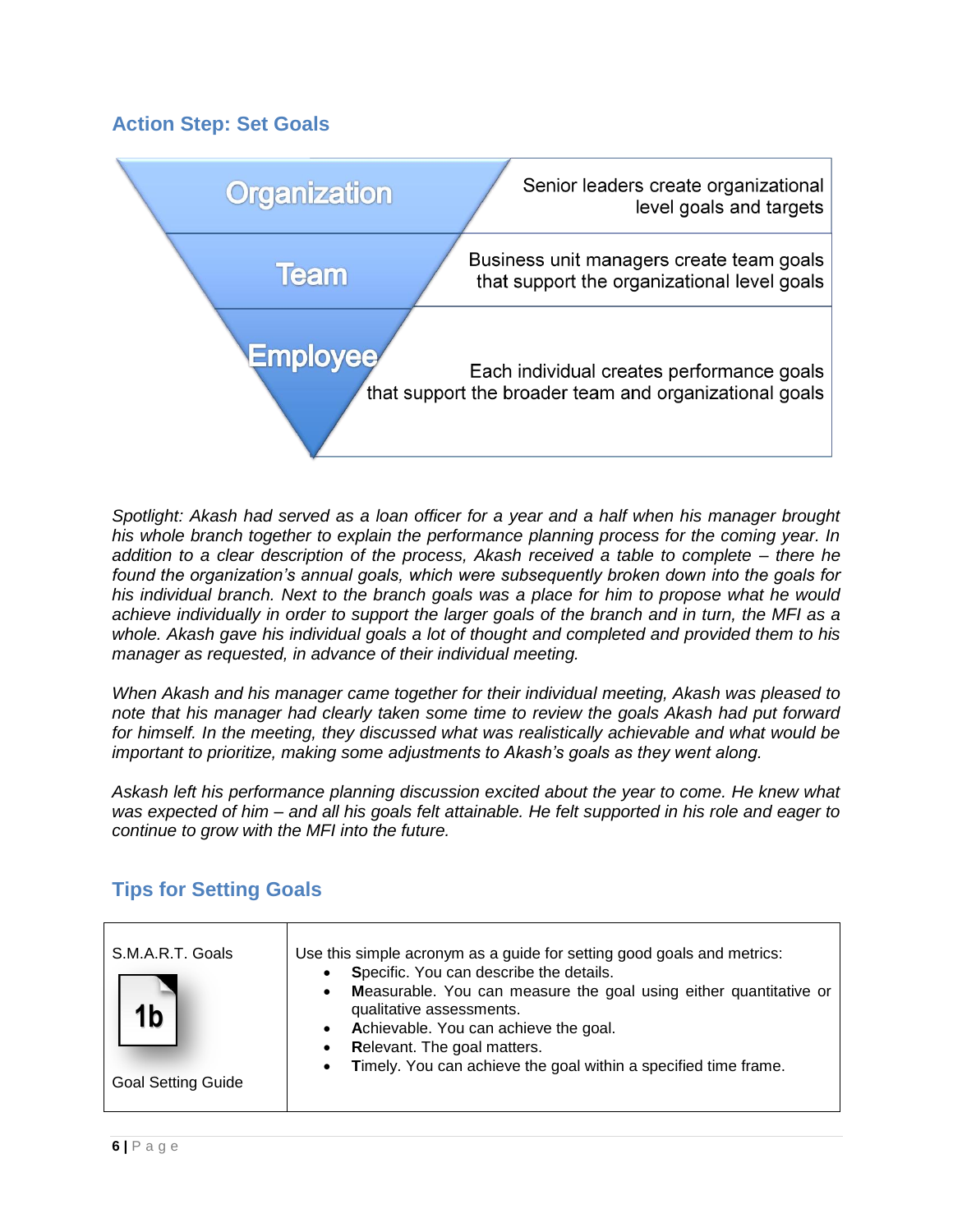## Action Step: Set Goals

| Level | Description |
|---|---|
| Organization | Senior leaders create organizational level goals and targets |
| Team | Business unit managers create team goals that support the organizational level goals |
| Employee | Each individual creates performance goals that support the broader team and organizational goals |

*Spotlight: Akash had served as a loan officer for a year and a half when his manager brought his whole branch together to explain the performance planning process for the coming year. In addition to a clear description of the process, Akash received a table to complete – there he found the organization's annual goals, which were subsequently broken down into the goals for his individual branch. Next to the branch goals was a place for him to propose what he would achieve individually in order to support the larger goals of the branch and in turn, the MFI as a whole. Akash gave his individual goals a lot of thought and completed and provided them to his manager as requested, in advance of their individual meeting.*

*When Akash and his manager came together for their individual meeting, Akash was pleased to note that his manager had clearly taken some time to review the goals Akash had put forward for himself. In the meeting, they discussed what was realistically achievable and what would be important to prioritize, making some adjustments to Akash's goals as they went along.*

*Askash left his performance planning discussion excited about the year to come. He knew what was expected of him – and all his goals felt attainable. He felt supported in his role and eager to continue to grow with the MFI into the future.*

## Tips for Setting Goals

| S.M.A.R.T. Goals<br><br>1b<br><br>Goal Setting Guide | Use this simple acronym as a guide for setting good goals and metrics:<br>• **S**pecific. You can describe the details.<br>• **M**easurable. You can measure the goal using either quantitative or qualitative assessments.<br>• **A**chievable. You can achieve the goal.<br>• **R**elevant. The goal matters.<br>• **T**imely. You can achieve the goal within a specified time frame. |
|---|---|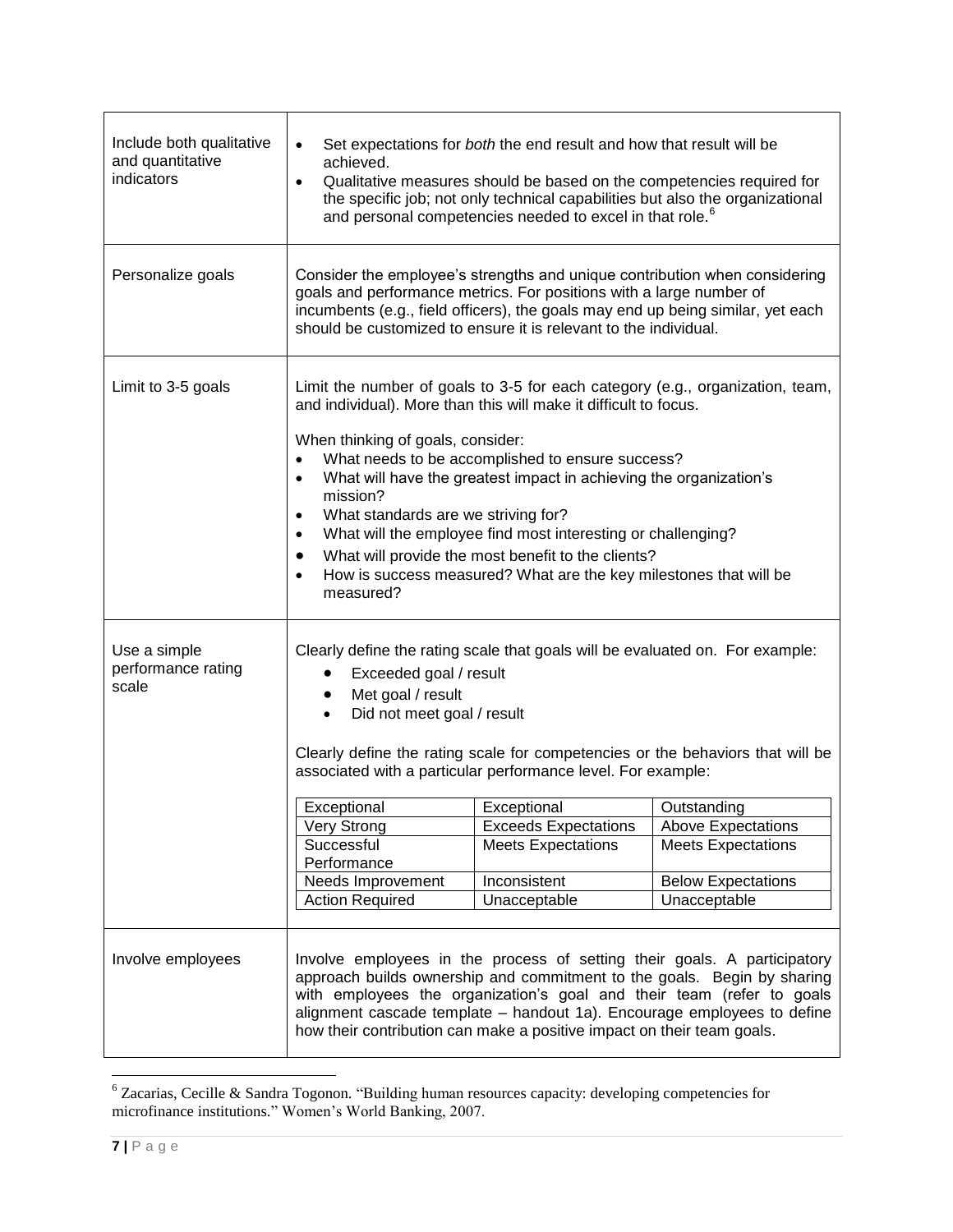| | |
|---|---|
| Include both qualitative and quantitative indicators | • Set expectations for *both* the end result and how that result will be achieved.<br>• Qualitative measures should be based on the competencies required for the specific job; not only technical capabilities but also the organizational and personal competencies needed to excel in that role.[6] |
| Personalize goals | Consider the employee's strengths and unique contribution when considering goals and performance metrics. For positions with a large number of incumbents (e.g., field officers), the goals may end up being similar, yet each should be customized to ensure it is relevant to the individual. |
| Limit to 3-5 goals | Limit the number of goals to 3-5 for each category (e.g., organization, team, and individual). More than this will make it difficult to focus.<br><br>When thinking of goals, consider:<br>• What needs to be accomplished to ensure success?<br>• What will have the greatest impact in achieving the organization's mission?<br>• What standards are we striving for?<br>• What will the employee find most interesting or challenging?<br>• What will provide the most benefit to the clients?<br>• How is success measured? What are the key milestones that will be measured? |
| Use a simple performance rating scale | Clearly define the rating scale that goals will be evaluated on. For example:<br>• Exceeded goal / result<br>• Met goal / result<br>• Did not meet goal / result<br><br>Clearly define the rating scale for competencies or the behaviors that will be associated with a particular performance level. For example:<br><br>Exceptional / Exceptional / Outstanding<br>Very Strong / Exceeds Expectations / Above Expectations<br>Successful Performance / Meets Expectations / Meets Expectations<br>Needs Improvement / Inconsistent / Below Expectations<br>Action Required / Unacceptable / Unacceptable |
| Involve employees | Involve employees in the process of setting their goals. A participatory approach builds ownership and commitment to the goals. Begin by sharing with employees the organization's goal and their team (refer to goals alignment cascade template – handout 1a). Encourage employees to define how their contribution can make a positive impact on their team goals. |

| | | |
|---|---|---|
| Exceptional | Exceptional | Outstanding |
| Very Strong | Exceeds Expectations | Above Expectations |
| Successful Performance | Meets Expectations | Meets Expectations |
| Needs Improvement | Inconsistent | Below Expectations |
| Action Required | Unacceptable | Unacceptable |

[6] Zacarias, Cecille & Sandra Togonon. "Building human resources capacity: developing competencies for microfinance institutions." Women's World Banking, 2007.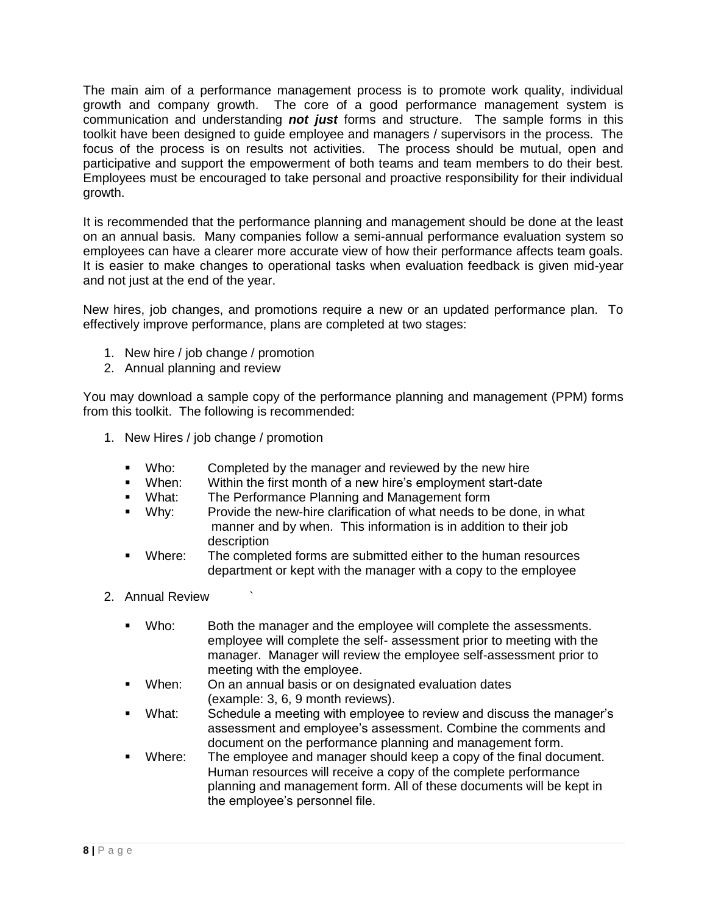The main aim of a performance management process is to promote work quality, individual growth and company growth. The core of a good performance management system is communication and understanding ***not just*** forms and structure. The sample forms in this toolkit have been designed to guide employee and managers / supervisors in the process. The focus of the process is on results not activities. The process should be mutual, open and participative and support the empowerment of both teams and team members to do their best. Employees must be encouraged to take personal and proactive responsibility for their individual growth.

It is recommended that the performance planning and management should be done at the least on an annual basis. Many companies follow a semi-annual performance evaluation system so employees can have a clearer more accurate view of how their performance affects team goals. It is easier to make changes to operational tasks when evaluation feedback is given mid-year and not just at the end of the year.

New hires, job changes, and promotions require a new or an updated performance plan. To effectively improve performance, plans are completed at two stages:

1. New hire / job change / promotion
2. Annual planning and review

You may download a sample copy of the performance planning and management (PPM) forms from this toolkit. The following is recommended:

1. New Hires / job change / promotion

   - Who: Completed by the manager and reviewed by the new hire
   - When: Within the first month of a new hire's employment start-date
   - What: The Performance Planning and Management form
   - Why: Provide the new-hire clarification of what needs to be done, in what manner and by when. This information is in addition to their job description
   - Where: The completed forms are submitted either to the human resources department or kept with the manager with a copy to the employee

2. Annual Review `

   - Who: Both the manager and the employee will complete the assessments. employee will complete the self- assessment prior to meeting with the manager. Manager will review the employee self-assessment prior to meeting with the employee.
   - When: On an annual basis or on designated evaluation dates (example: 3, 6, 9 month reviews).
   - What: Schedule a meeting with employee to review and discuss the manager's assessment and employee's assessment. Combine the comments and document on the performance planning and management form.
   - Where: The employee and manager should keep a copy of the final document. Human resources will receive a copy of the complete performance planning and management form. All of these documents will be kept in the employee's personnel file.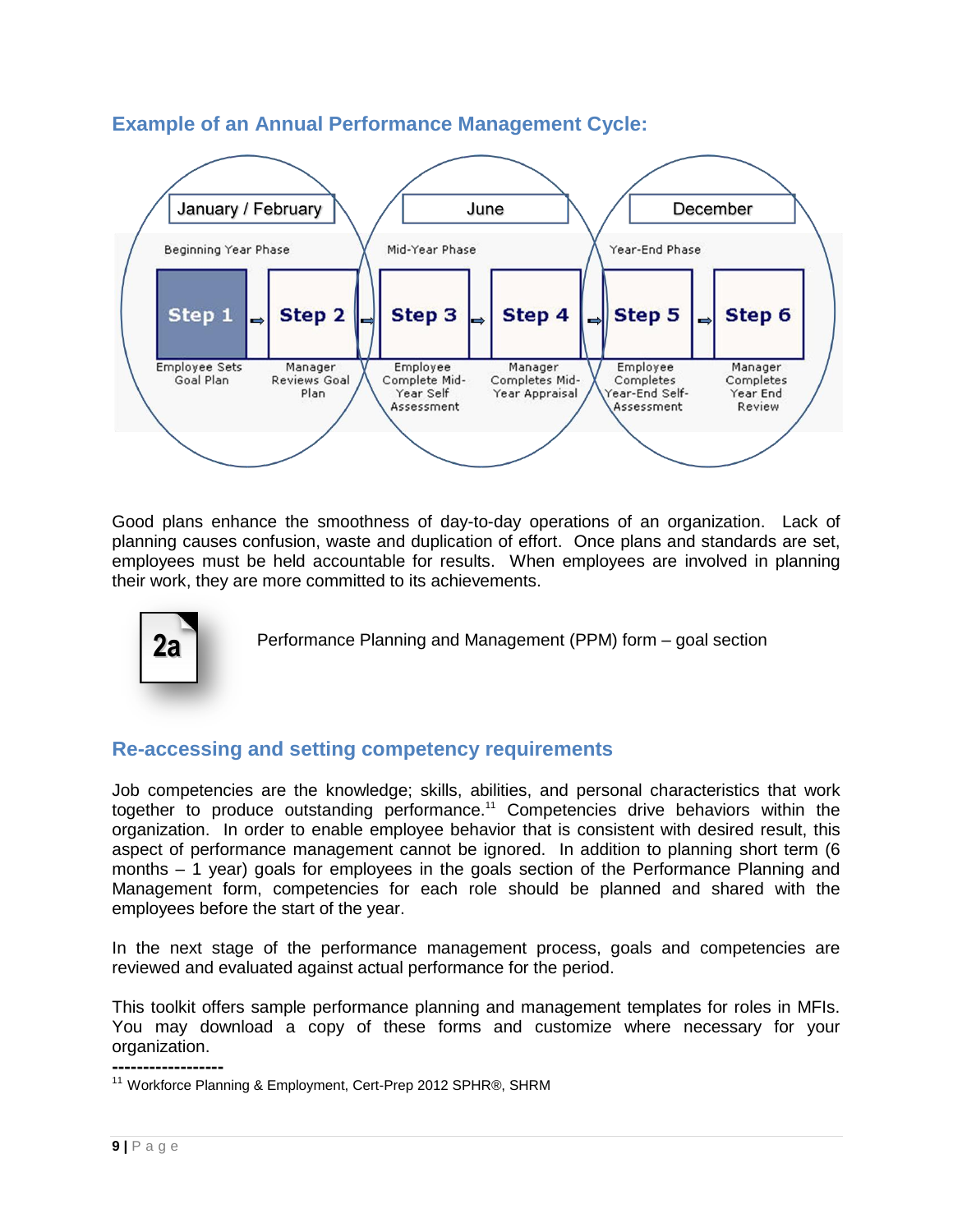## Example of an Annual Performance Management Cycle:

| January / February | | June | | December | |
|---|---|---|---|---|---|
| Beginning Year Phase | | Mid-Year Phase | | Year-End Phase | |
| Step 1 | Step 2 | Step 3 | Step 4 | Step 5 | Step 6 |
| Employee Sets Goal Plan | Manager Reviews Goal Plan | Employee Complete Mid-Year Self Assessment | Manager Completes Mid-Year Appraisal | Employee Completes Year-End Self-Assessment | Manager Completes Year End Review |

Good plans enhance the smoothness of day-to-day operations of an organization. Lack of planning causes confusion, waste and duplication of effort. Once plans and standards are set, employees must be held accountable for results. When employees are involved in planning their work, they are more committed to its achievements.

**2a** Performance Planning and Management (PPM) form – goal section

## Re-accessing and setting competency requirements

Job competencies are the knowledge; skills, abilities, and personal characteristics that work together to produce outstanding performance.[11] Competencies drive behaviors within the organization. In order to enable employee behavior that is consistent with desired result, this aspect of performance management cannot be ignored. In addition to planning short term (6 months – 1 year) goals for employees in the goals section of the Performance Planning and Management form, competencies for each role should be planned and shared with the employees before the start of the year.

In the next stage of the performance management process, goals and competencies are reviewed and evaluated against actual performance for the period.

This toolkit offers sample performance planning and management templates for roles in MFIs. You may download a copy of these forms and customize where necessary for your organization.

------------------

[11] Workforce Planning & Employment, Cert-Prep 2012 SPHR®, SHRM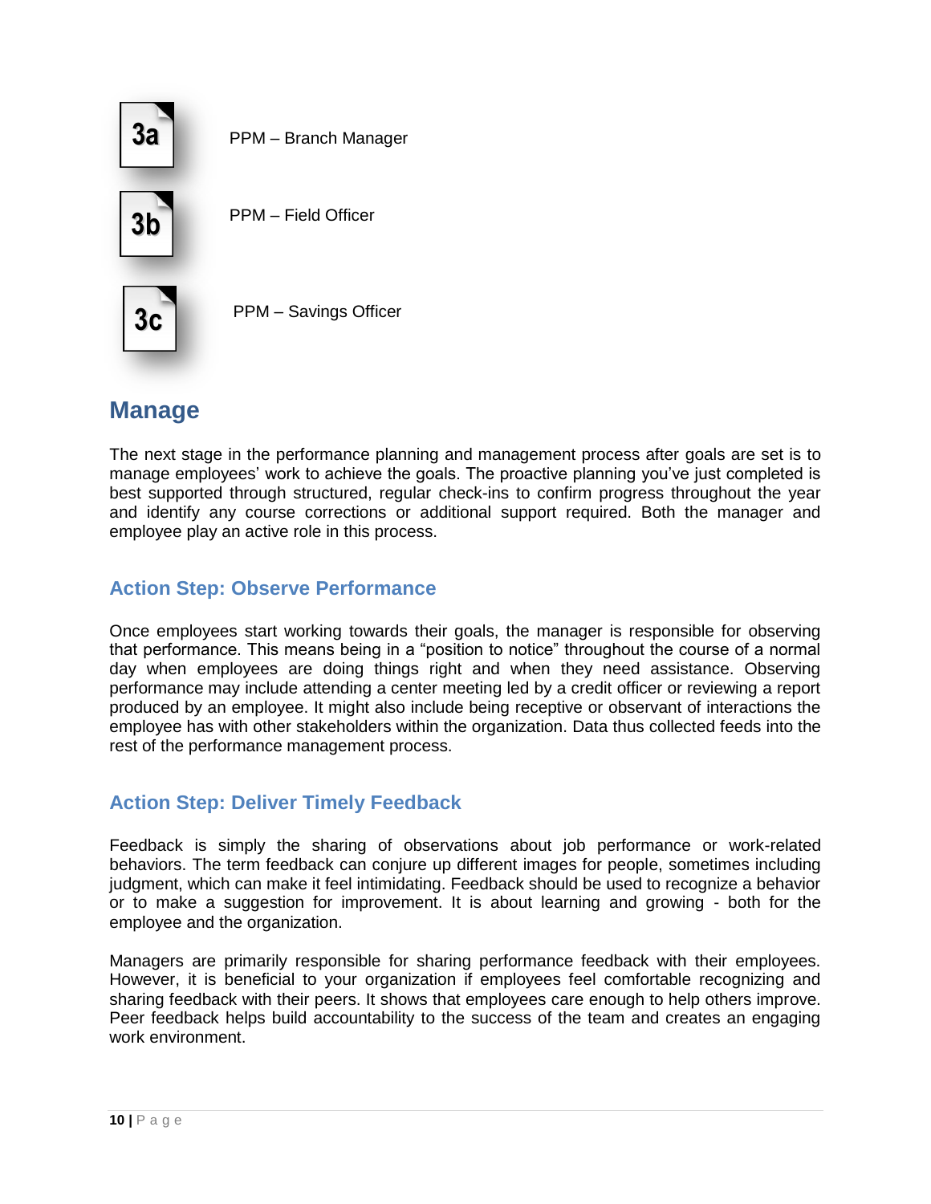3a PPM – Branch Manager

3b PPM – Field Officer

3c PPM – Savings Officer

## Manage

The next stage in the performance planning and management process after goals are set is to manage employees' work to achieve the goals. The proactive planning you've just completed is best supported through structured, regular check-ins to confirm progress throughout the year and identify any course corrections or additional support required. Both the manager and employee play an active role in this process.

### Action Step: Observe Performance

Once employees start working towards their goals, the manager is responsible for observing that performance. This means being in a "position to notice" throughout the course of a normal day when employees are doing things right and when they need assistance. Observing performance may include attending a center meeting led by a credit officer or reviewing a report produced by an employee. It might also include being receptive or observant of interactions the employee has with other stakeholders within the organization. Data thus collected feeds into the rest of the performance management process.

### Action Step: Deliver Timely Feedback

Feedback is simply the sharing of observations about job performance or work-related behaviors. The term feedback can conjure up different images for people, sometimes including judgment, which can make it feel intimidating. Feedback should be used to recognize a behavior or to make a suggestion for improvement. It is about learning and growing - both for the employee and the organization.

Managers are primarily responsible for sharing performance feedback with their employees. However, it is beneficial to your organization if employees feel comfortable recognizing and sharing feedback with their peers. It shows that employees care enough to help others improve. Peer feedback helps build accountability to the success of the team and creates an engaging work environment.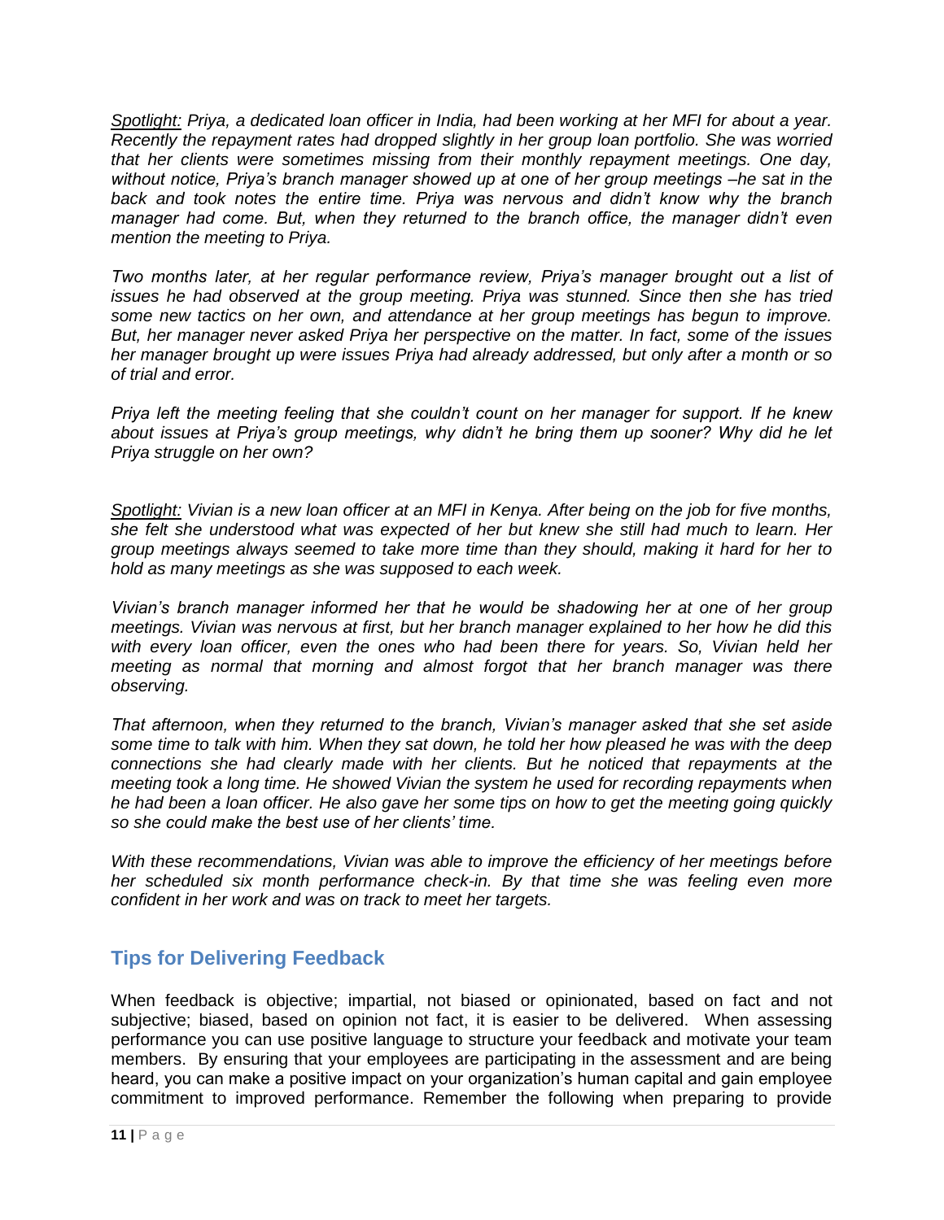*<u>Spotlight:</u> Priya, a dedicated loan officer in India, had been working at her MFI for about a year. Recently the repayment rates had dropped slightly in her group loan portfolio. She was worried that her clients were sometimes missing from their monthly repayment meetings. One day, without notice, Priya's branch manager showed up at one of her group meetings –he sat in the back and took notes the entire time. Priya was nervous and didn't know why the branch manager had come. But, when they returned to the branch office, the manager didn't even mention the meeting to Priya.*

*Two months later, at her regular performance review, Priya's manager brought out a list of issues he had observed at the group meeting. Priya was stunned. Since then she has tried some new tactics on her own, and attendance at her group meetings has begun to improve. But, her manager never asked Priya her perspective on the matter. In fact, some of the issues her manager brought up were issues Priya had already addressed, but only after a month or so of trial and error.*

*Priya left the meeting feeling that she couldn't count on her manager for support. If he knew about issues at Priya's group meetings, why didn't he bring them up sooner? Why did he let Priya struggle on her own?*

*<u>Spotlight:</u> Vivian is a new loan officer at an MFI in Kenya. After being on the job for five months, she felt she understood what was expected of her but knew she still had much to learn. Her group meetings always seemed to take more time than they should, making it hard for her to hold as many meetings as she was supposed to each week.*

*Vivian's branch manager informed her that he would be shadowing her at one of her group meetings. Vivian was nervous at first, but her branch manager explained to her how he did this with every loan officer, even the ones who had been there for years. So, Vivian held her meeting as normal that morning and almost forgot that her branch manager was there observing.*

*That afternoon, when they returned to the branch, Vivian's manager asked that she set aside some time to talk with him. When they sat down, he told her how pleased he was with the deep connections she had clearly made with her clients. But he noticed that repayments at the meeting took a long time. He showed Vivian the system he used for recording repayments when he had been a loan officer. He also gave her some tips on how to get the meeting going quickly so she could make the best use of her clients' time.*

*With these recommendations, Vivian was able to improve the efficiency of her meetings before her scheduled six month performance check-in. By that time she was feeling even more confident in her work and was on track to meet her targets.*

## Tips for Delivering Feedback

When feedback is objective; impartial, not biased or opinionated, based on fact and not subjective; biased, based on opinion not fact, it is easier to be delivered. When assessing performance you can use positive language to structure your feedback and motivate your team members. By ensuring that your employees are participating in the assessment and are being heard, you can make a positive impact on your organization's human capital and gain employee commitment to improved performance. Remember the following when preparing to provide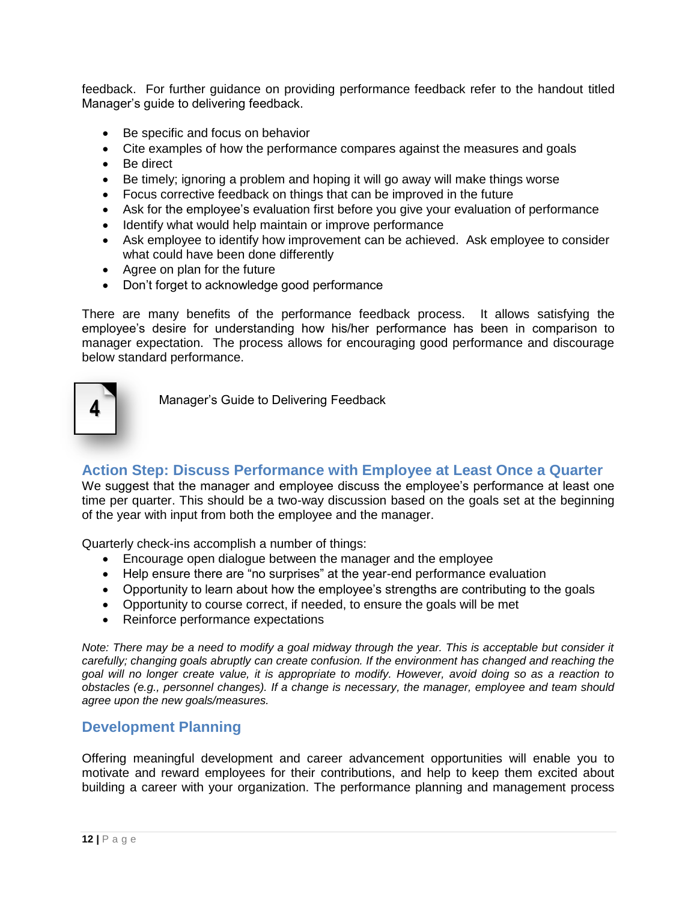feedback. For further guidance on providing performance feedback refer to the handout titled Manager's guide to delivering feedback.

- Be specific and focus on behavior
- Cite examples of how the performance compares against the measures and goals
- Be direct
- Be timely; ignoring a problem and hoping it will go away will make things worse
- Focus corrective feedback on things that can be improved in the future
- Ask for the employee's evaluation first before you give your evaluation of performance
- Identify what would help maintain or improve performance
- Ask employee to identify how improvement can be achieved. Ask employee to consider what could have been done differently
- Agree on plan for the future
- Don't forget to acknowledge good performance

There are many benefits of the performance feedback process. It allows satisfying the employee's desire for understanding how his/her performance has been in comparison to manager expectation. The process allows for encouraging good performance and discourage below standard performance.

4 Manager's Guide to Delivering Feedback

## Action Step: Discuss Performance with Employee at Least Once a Quarter

We suggest that the manager and employee discuss the employee's performance at least one time per quarter. This should be a two-way discussion based on the goals set at the beginning of the year with input from both the employee and the manager.

Quarterly check-ins accomplish a number of things:

- Encourage open dialogue between the manager and the employee
- Help ensure there are "no surprises" at the year-end performance evaluation
- Opportunity to learn about how the employee's strengths are contributing to the goals
- Opportunity to course correct, if needed, to ensure the goals will be met
- Reinforce performance expectations

*Note: There may be a need to modify a goal midway through the year. This is acceptable but consider it carefully; changing goals abruptly can create confusion. If the environment has changed and reaching the goal will no longer create value, it is appropriate to modify. However, avoid doing so as a reaction to obstacles (e.g., personnel changes). If a change is necessary, the manager, employee and team should agree upon the new goals/measures.*

## Development Planning

Offering meaningful development and career advancement opportunities will enable you to motivate and reward employees for their contributions, and help to keep them excited about building a career with your organization. The performance planning and management process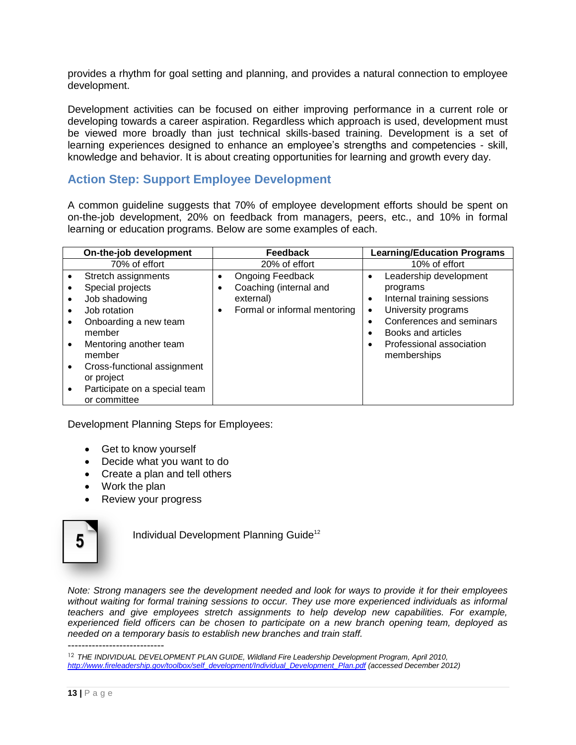provides a rhythm for goal setting and planning, and provides a natural connection to employee development.

Development activities can be focused on either improving performance in a current role or developing towards a career aspiration. Regardless which approach is used, development must be viewed more broadly than just technical skills-based training. Development is a set of learning experiences designed to enhance an employee's strengths and competencies - skill, knowledge and behavior. It is about creating opportunities for learning and growth every day.

## Action Step: Support Employee Development

A common guideline suggests that 70% of employee development efforts should be spent on on-the-job development, 20% on feedback from managers, peers, etc., and 10% in formal learning or education programs. Below are some examples of each.

| **On-the-job development** | **Feedback** | **Learning/Education Programs** |
|---|---|---|
| 70% of effort | 20% of effort | 10% of effort |
| • Stretch assignments<br>• Special projects<br>• Job shadowing<br>• Job rotation<br>• Onboarding a new team member<br>• Mentoring another team member<br>• Cross-functional assignment or project<br>• Participate on a special team or committee | • Ongoing Feedback<br>• Coaching (internal and external)<br>• Formal or informal mentoring | • Leadership development programs<br>• Internal training sessions<br>• University programs<br>• Conferences and seminars<br>• Books and articles<br>• Professional association memberships |

Development Planning Steps for Employees:

- Get to know yourself
- Decide what you want to do
- Create a plan and tell others
- Work the plan
- Review your progress

5

Individual Development Planning Guide[12]

*Note: Strong managers see the development needed and look for ways to provide it for their employees without waiting for formal training sessions to occur. They use more experienced individuals as informal teachers and give employees stretch assignments to help develop new capabilities. For example, experienced field officers can be chosen to participate on a new branch opening team, deployed as needed on a temporary basis to establish new branches and train staff.*

----------------------------

[12] *THE INDIVIDUAL DEVELOPMENT PLAN GUIDE, Wildland Fire Leadership Development Program, April 2010,* *http://www.fireleadership.gov/toolbox/self_development/Individual_Development_Plan.pdf (accessed December 2012)*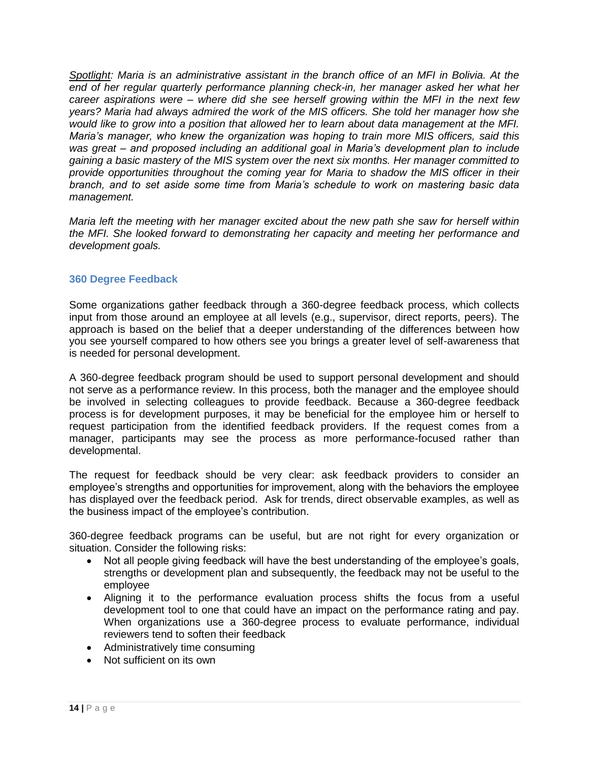*<u>Spotlight</u>: Maria is an administrative assistant in the branch office of an MFI in Bolivia. At the end of her regular quarterly performance planning check-in, her manager asked her what her career aspirations were – where did she see herself growing within the MFI in the next few years? Maria had always admired the work of the MIS officers. She told her manager how she would like to grow into a position that allowed her to learn about data management at the MFI. Maria's manager, who knew the organization was hoping to train more MIS officers, said this was great – and proposed including an additional goal in Maria's development plan to include gaining a basic mastery of the MIS system over the next six months. Her manager committed to provide opportunities throughout the coming year for Maria to shadow the MIS officer in their branch, and to set aside some time from Maria's schedule to work on mastering basic data management.*

*Maria left the meeting with her manager excited about the new path she saw for herself within the MFI. She looked forward to demonstrating her capacity and meeting her performance and development goals.*

### 360 Degree Feedback

Some organizations gather feedback through a 360-degree feedback process, which collects input from those around an employee at all levels (e.g., supervisor, direct reports, peers). The approach is based on the belief that a deeper understanding of the differences between how you see yourself compared to how others see you brings a greater level of self-awareness that is needed for personal development.

A 360-degree feedback program should be used to support personal development and should not serve as a performance review. In this process, both the manager and the employee should be involved in selecting colleagues to provide feedback. Because a 360-degree feedback process is for development purposes, it may be beneficial for the employee him or herself to request participation from the identified feedback providers. If the request comes from a manager, participants may see the process as more performance-focused rather than developmental.

The request for feedback should be very clear: ask feedback providers to consider an employee's strengths and opportunities for improvement, along with the behaviors the employee has displayed over the feedback period. Ask for trends, direct observable examples, as well as the business impact of the employee's contribution.

360-degree feedback programs can be useful, but are not right for every organization or situation. Consider the following risks:

- Not all people giving feedback will have the best understanding of the employee's goals, strengths or development plan and subsequently, the feedback may not be useful to the employee
- Aligning it to the performance evaluation process shifts the focus from a useful development tool to one that could have an impact on the performance rating and pay. When organizations use a 360-degree process to evaluate performance, individual reviewers tend to soften their feedback
- Administratively time consuming
- Not sufficient on its own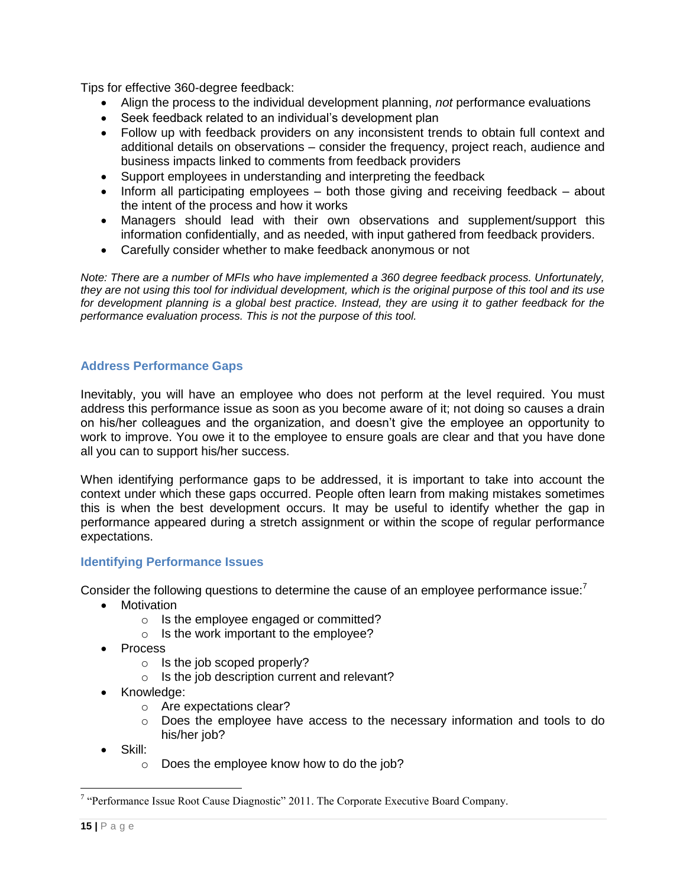Tips for effective 360-degree feedback:

- Align the process to the individual development planning, *not* performance evaluations
- Seek feedback related to an individual's development plan
- Follow up with feedback providers on any inconsistent trends to obtain full context and additional details on observations – consider the frequency, project reach, audience and business impacts linked to comments from feedback providers
- Support employees in understanding and interpreting the feedback
- Inform all participating employees – both those giving and receiving feedback – about the intent of the process and how it works
- Managers should lead with their own observations and supplement/support this information confidentially, and as needed, with input gathered from feedback providers.
- Carefully consider whether to make feedback anonymous or not

*Note: There are a number of MFIs who have implemented a 360 degree feedback process. Unfortunately, they are not using this tool for individual development, which is the original purpose of this tool and its use for development planning is a global best practice. Instead, they are using it to gather feedback for the performance evaluation process. This is not the purpose of this tool.*

## Address Performance Gaps

Inevitably, you will have an employee who does not perform at the level required. You must address this performance issue as soon as you become aware of it; not doing so causes a drain on his/her colleagues and the organization, and doesn't give the employee an opportunity to work to improve. You owe it to the employee to ensure goals are clear and that you have done all you can to support his/her success.

When identifying performance gaps to be addressed, it is important to take into account the context under which these gaps occurred. People often learn from making mistakes sometimes this is when the best development occurs. It may be useful to identify whether the gap in performance appeared during a stretch assignment or within the scope of regular performance expectations.

### Identifying Performance Issues

Consider the following questions to determine the cause of an employee performance issue:[7]

- Motivation
  - Is the employee engaged or committed?
  - Is the work important to the employee?
- Process
  - Is the job scoped properly?
  - Is the job description current and relevant?
- Knowledge:
  - Are expectations clear?
  - Does the employee have access to the necessary information and tools to do his/her job?
- Skill:
  - Does the employee know how to do the job?

[7] "Performance Issue Root Cause Diagnostic" 2011. The Corporate Executive Board Company.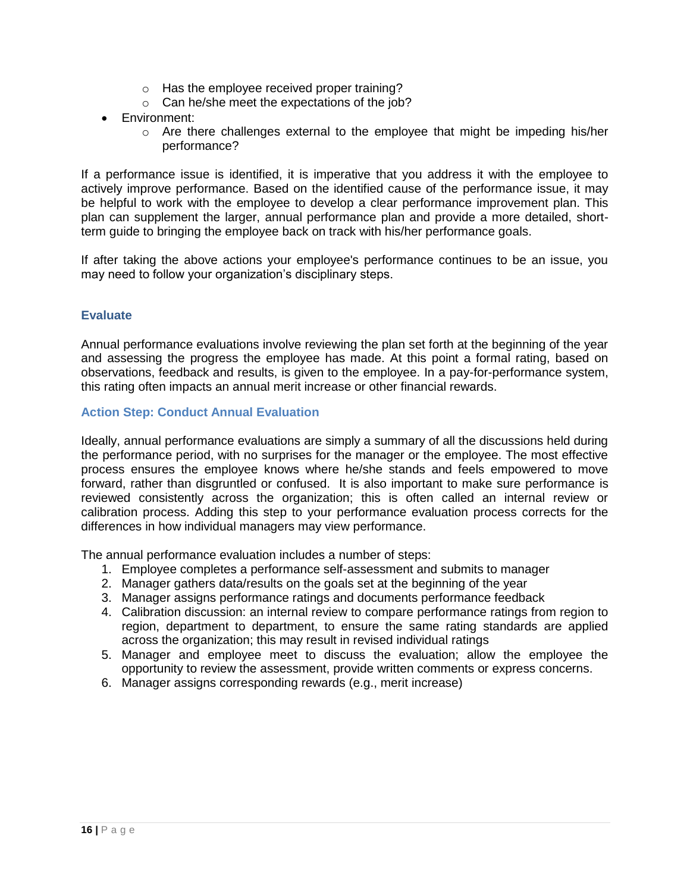- Has the employee received proper training?
    - Can he/she meet the expectations of the job?
- Environment:
    - Are there challenges external to the employee that might be impeding his/her performance?

If a performance issue is identified, it is imperative that you address it with the employee to actively improve performance. Based on the identified cause of the performance issue, it may be helpful to work with the employee to develop a clear performance improvement plan. This plan can supplement the larger, annual performance plan and provide a more detailed, short-term guide to bringing the employee back on track with his/her performance goals.

If after taking the above actions your employee's performance continues to be an issue, you may need to follow your organization's disciplinary steps.

### Evaluate

Annual performance evaluations involve reviewing the plan set forth at the beginning of the year and assessing the progress the employee has made. At this point a formal rating, based on observations, feedback and results, is given to the employee. In a pay-for-performance system, this rating often impacts an annual merit increase or other financial rewards.

#### Action Step: Conduct Annual Evaluation

Ideally, annual performance evaluations are simply a summary of all the discussions held during the performance period, with no surprises for the manager or the employee. The most effective process ensures the employee knows where he/she stands and feels empowered to move forward, rather than disgruntled or confused. It is also important to make sure performance is reviewed consistently across the organization; this is often called an internal review or calibration process. Adding this step to your performance evaluation process corrects for the differences in how individual managers may view performance.

The annual performance evaluation includes a number of steps:

1. Employee completes a performance self-assessment and submits to manager
2. Manager gathers data/results on the goals set at the beginning of the year
3. Manager assigns performance ratings and documents performance feedback
4. Calibration discussion: an internal review to compare performance ratings from region to region, department to department, to ensure the same rating standards are applied across the organization; this may result in revised individual ratings
5. Manager and employee meet to discuss the evaluation; allow the employee the opportunity to review the assessment, provide written comments or express concerns.
6. Manager assigns corresponding rewards (e.g., merit increase)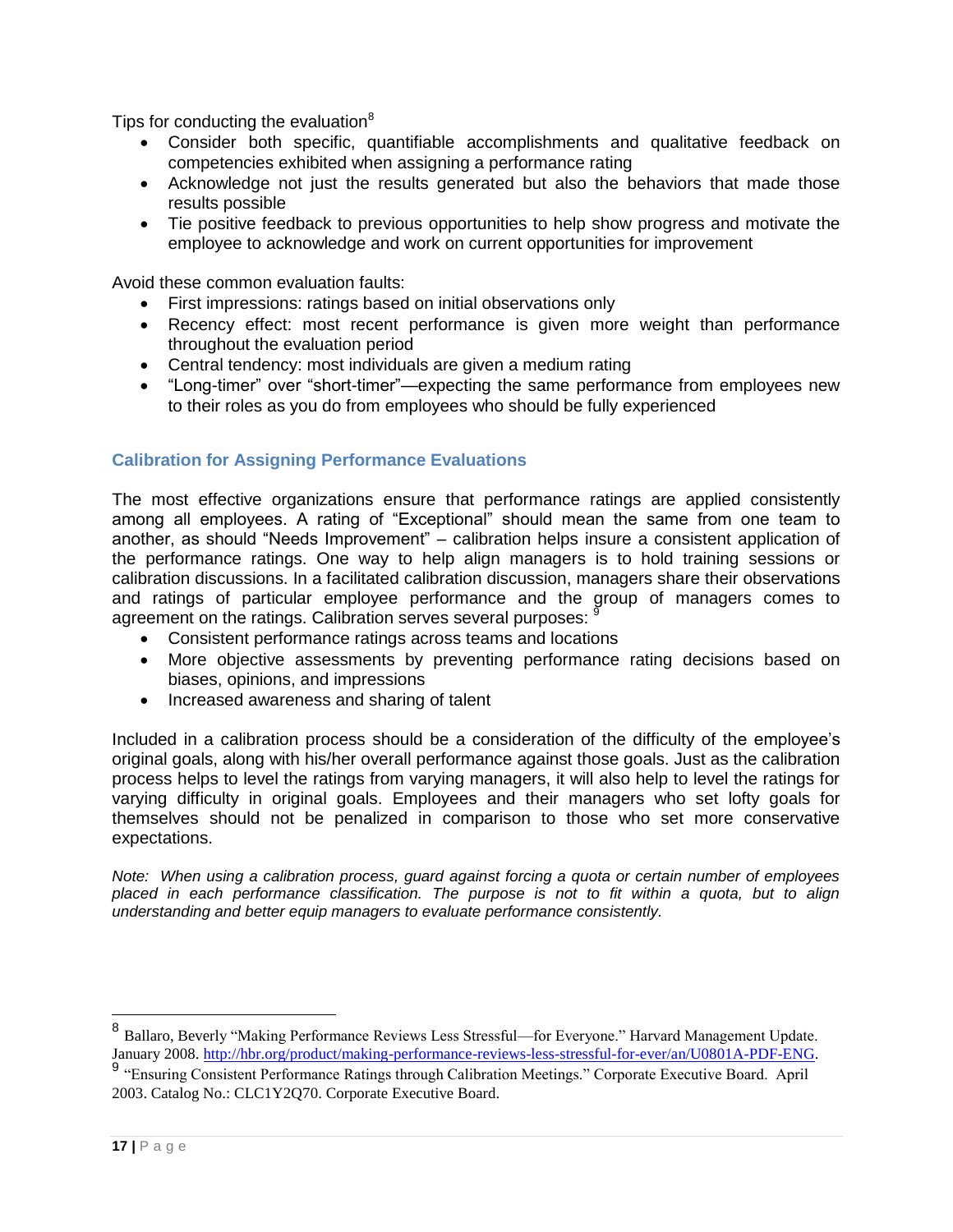Tips for conducting the evaluation[8]

- Consider both specific, quantifiable accomplishments and qualitative feedback on competencies exhibited when assigning a performance rating
- Acknowledge not just the results generated but also the behaviors that made those results possible
- Tie positive feedback to previous opportunities to help show progress and motivate the employee to acknowledge and work on current opportunities for improvement

Avoid these common evaluation faults:

- First impressions: ratings based on initial observations only
- Recency effect: most recent performance is given more weight than performance throughout the evaluation period
- Central tendency: most individuals are given a medium rating
- "Long-timer" over "short-timer"—expecting the same performance from employees new to their roles as you do from employees who should be fully experienced

### Calibration for Assigning Performance Evaluations

The most effective organizations ensure that performance ratings are applied consistently among all employees. A rating of "Exceptional" should mean the same from one team to another, as should "Needs Improvement" – calibration helps insure a consistent application of the performance ratings. One way to help align managers is to hold training sessions or calibration discussions. In a facilitated calibration discussion, managers share their observations and ratings of particular employee performance and the group of managers comes to agreement on the ratings. Calibration serves several purposes: [9]

- Consistent performance ratings across teams and locations
- More objective assessments by preventing performance rating decisions based on biases, opinions, and impressions
- Increased awareness and sharing of talent

Included in a calibration process should be a consideration of the difficulty of the employee's original goals, along with his/her overall performance against those goals. Just as the calibration process helps to level the ratings from varying managers, it will also help to level the ratings for varying difficulty in original goals. Employees and their managers who set lofty goals for themselves should not be penalized in comparison to those who set more conservative expectations.

*Note: When using a calibration process, guard against forcing a quota or certain number of employees placed in each performance classification. The purpose is not to fit within a quota, but to align understanding and better equip managers to evaluate performance consistently.*

---

[8] Ballaro, Beverly "Making Performance Reviews Less Stressful—for Everyone." Harvard Management Update. January 2008. http://hbr.org/product/making-performance-reviews-less-stressful-for-ever/an/U0801A-PDF-ENG.

[9] "Ensuring Consistent Performance Ratings through Calibration Meetings." Corporate Executive Board. April 2003. Catalog No.: CLC1Y2Q70. Corporate Executive Board.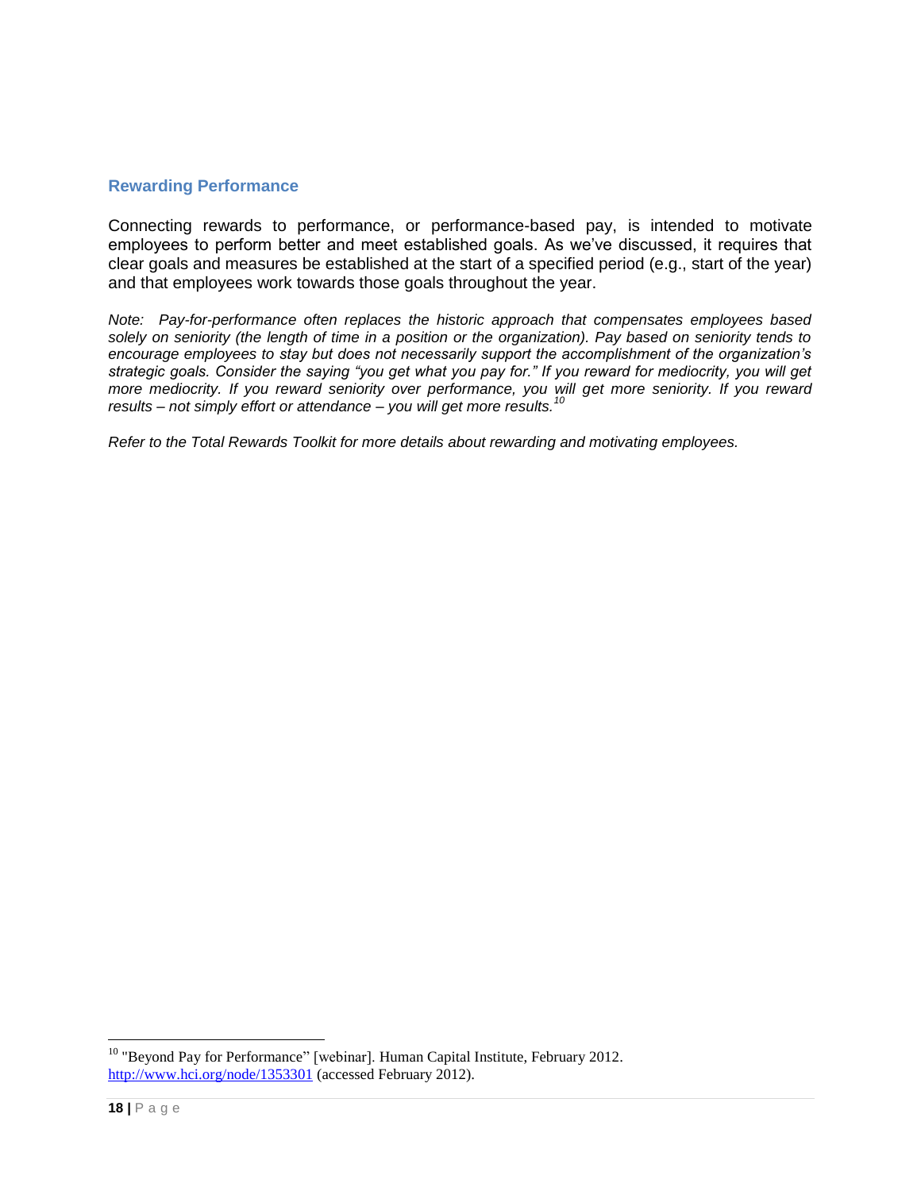## Rewarding Performance

Connecting rewards to performance, or performance-based pay, is intended to motivate employees to perform better and meet established goals. As we've discussed, it requires that clear goals and measures be established at the start of a specified period (e.g., start of the year) and that employees work towards those goals throughout the year.

*Note: Pay-for-performance often replaces the historic approach that compensates employees based solely on seniority (the length of time in a position or the organization). Pay based on seniority tends to encourage employees to stay but does not necessarily support the accomplishment of the organization's strategic goals. Consider the saying "you get what you pay for." If you reward for mediocrity, you will get more mediocrity. If you reward seniority over performance, you will get more seniority. If you reward results – not simply effort or attendance – you will get more results.*[10]

*Refer to the Total Rewards Toolkit for more details about rewarding and motivating employees.*

---

[10] "Beyond Pay for Performance" [webinar]. Human Capital Institute, February 2012. http://www.hci.org/node/1353301 (accessed February 2012).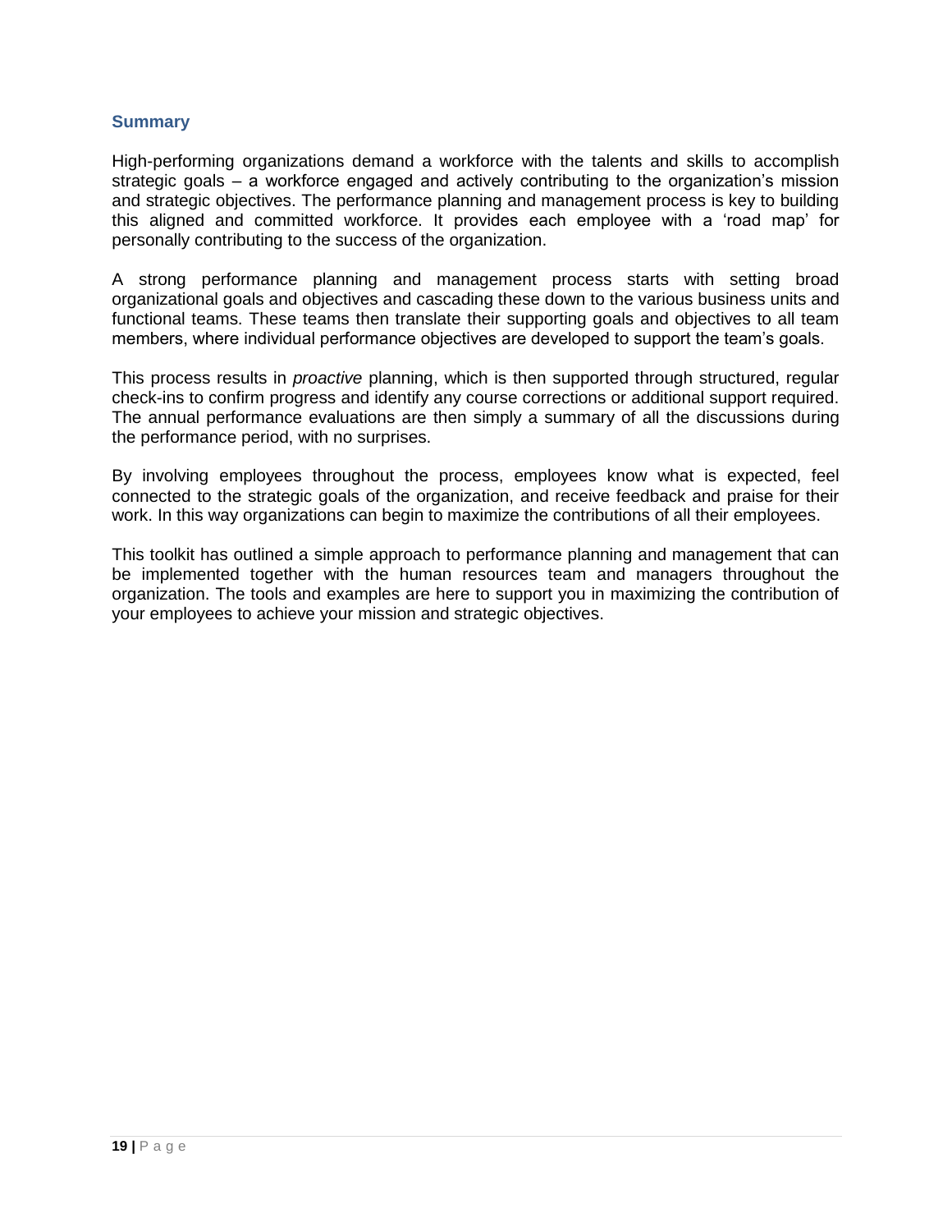## Summary

High-performing organizations demand a workforce with the talents and skills to accomplish strategic goals – a workforce engaged and actively contributing to the organization's mission and strategic objectives. The performance planning and management process is key to building this aligned and committed workforce. It provides each employee with a 'road map' for personally contributing to the success of the organization.

A strong performance planning and management process starts with setting broad organizational goals and objectives and cascading these down to the various business units and functional teams. These teams then translate their supporting goals and objectives to all team members, where individual performance objectives are developed to support the team's goals.

This process results in *proactive* planning, which is then supported through structured, regular check-ins to confirm progress and identify any course corrections or additional support required. The annual performance evaluations are then simply a summary of all the discussions during the performance period, with no surprises.

By involving employees throughout the process, employees know what is expected, feel connected to the strategic goals of the organization, and receive feedback and praise for their work. In this way organizations can begin to maximize the contributions of all their employees.

This toolkit has outlined a simple approach to performance planning and management that can be implemented together with the human resources team and managers throughout the organization. The tools and examples are here to support you in maximizing the contribution of your employees to achieve your mission and strategic objectives.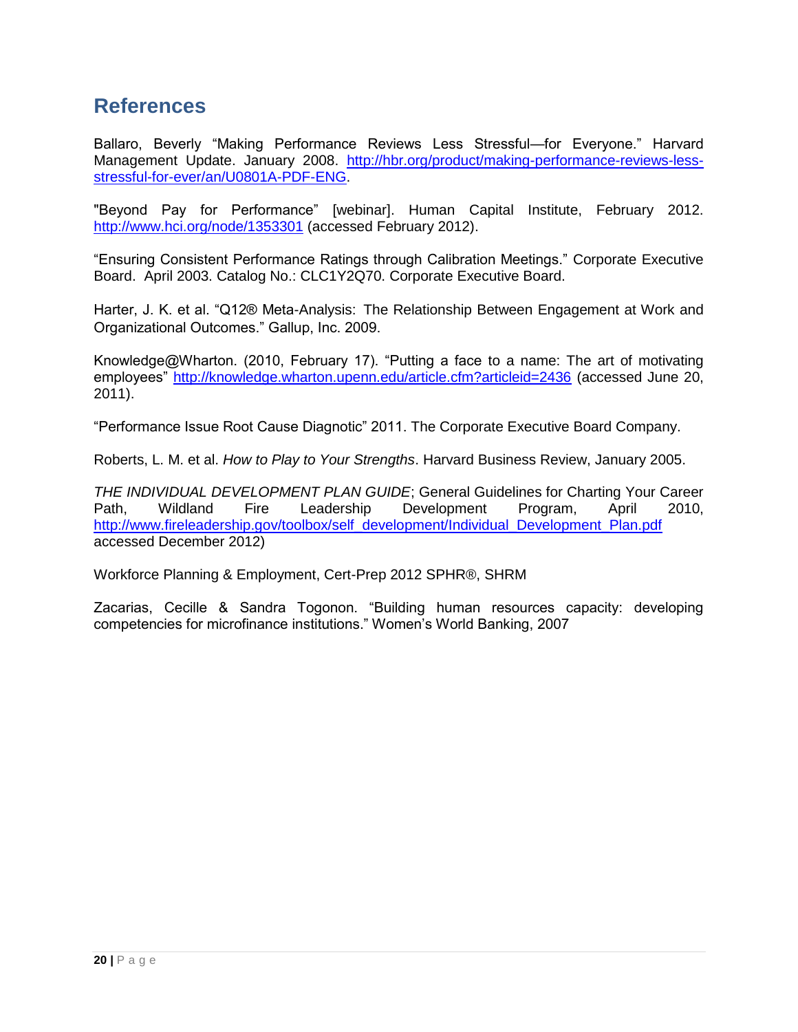## References

Ballaro, Beverly "Making Performance Reviews Less Stressful—for Everyone." Harvard Management Update. January 2008. http://hbr.org/product/making-performance-reviews-less-stressful-for-ever/an/U0801A-PDF-ENG.

"Beyond Pay for Performance" [webinar]. Human Capital Institute, February 2012. http://www.hci.org/node/1353301 (accessed February 2012).

"Ensuring Consistent Performance Ratings through Calibration Meetings." Corporate Executive Board. April 2003. Catalog No.: CLC1Y2Q70. Corporate Executive Board.

Harter, J. K. et al. "Q12® Meta-Analysis: The Relationship Between Engagement at Work and Organizational Outcomes." Gallup, Inc. 2009.

Knowledge@Wharton. (2010, February 17). "Putting a face to a name: The art of motivating employees" http://knowledge.wharton.upenn.edu/article.cfm?articleid=2436 (accessed June 20, 2011).

"Performance Issue Root Cause Diagnotic" 2011. The Corporate Executive Board Company.

Roberts, L. M. et al. *How to Play to Your Strengths*. Harvard Business Review, January 2005.

*THE INDIVIDUAL DEVELOPMENT PLAN GUIDE*; General Guidelines for Charting Your Career Path, Wildland Fire Leadership Development Program, April 2010, http://www.fireleadership.gov/toolbox/self_development/Individual_Development_Plan.pdf accessed December 2012)

Workforce Planning & Employment, Cert-Prep 2012 SPHR®, SHRM

Zacarias, Cecille & Sandra Togonon. "Building human resources capacity: developing competencies for microfinance institutions." Women's World Banking, 2007